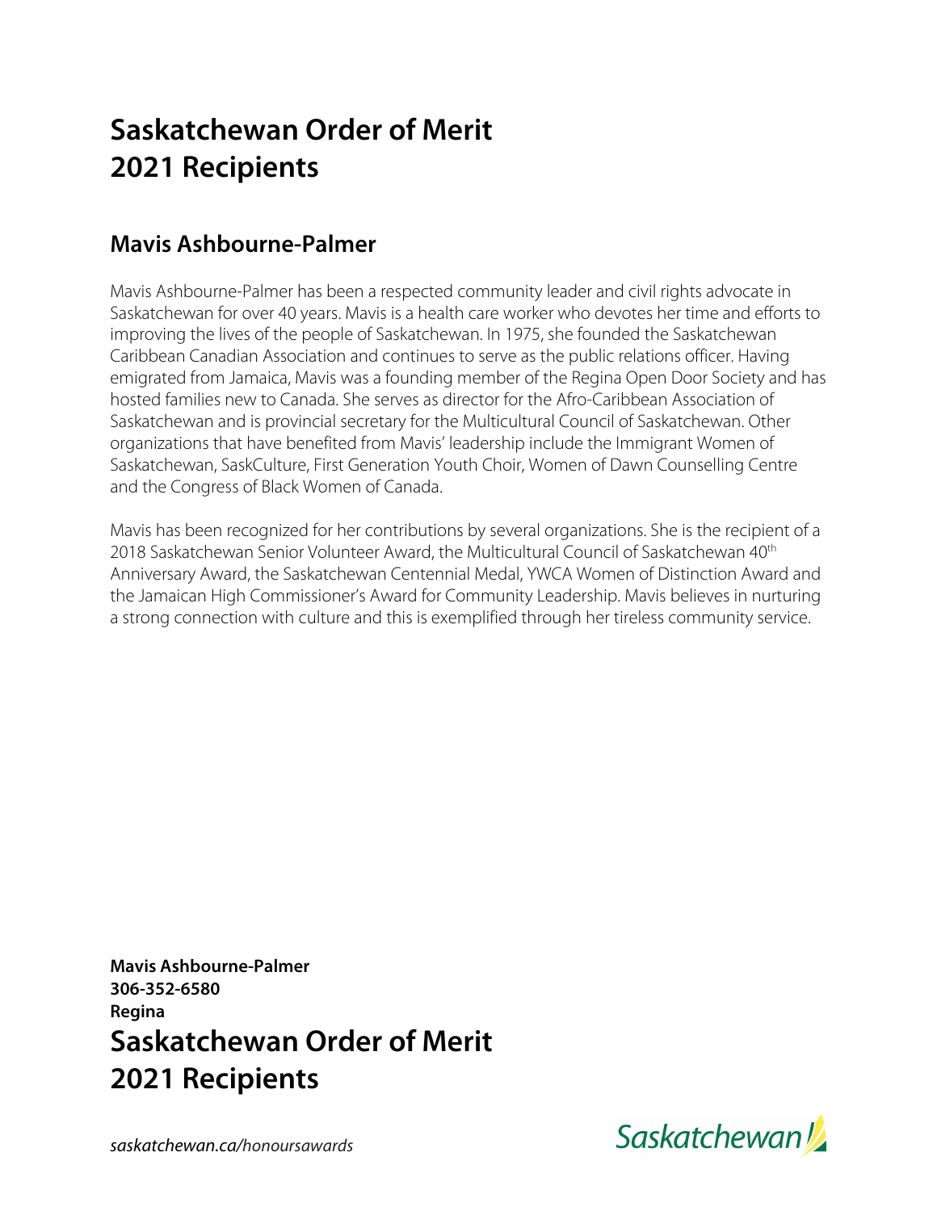# Saskatchewan Order of Merit
# 2021 Recipients

## Mavis Ashbourne-Palmer

Mavis Ashbourne-Palmer has been a respected community leader and civil rights advocate in Saskatchewan for over 40 years. Mavis is a health care worker who devotes her time and efforts to improving the lives of the people of Saskatchewan. In 1975, she founded the Saskatchewan Caribbean Canadian Association and continues to serve as the public relations officer. Having emigrated from Jamaica, Mavis was a founding member of the Regina Open Door Society and has hosted families new to Canada. She serves as director for the Afro-Caribbean Association of Saskatchewan and is provincial secretary for the Multicultural Council of Saskatchewan. Other organizations that have benefited from Mavis' leadership include the Immigrant Women of Saskatchewan, SaskCulture, First Generation Youth Choir, Women of Dawn Counselling Centre and the Congress of Black Women of Canada.

Mavis has been recognized for her contributions by several organizations. She is the recipient of a 2018 Saskatchewan Senior Volunteer Award, the Multicultural Council of Saskatchewan 40th Anniversary Award, the Saskatchewan Centennial Medal, YWCA Women of Distinction Award and the Jamaican High Commissioner's Award for Community Leadership. Mavis believes in nurturing a strong connection with culture and this is exemplified through her tireless community service.

**Mavis Ashbourne-Palmer**
**306-352-6580**
**Regina**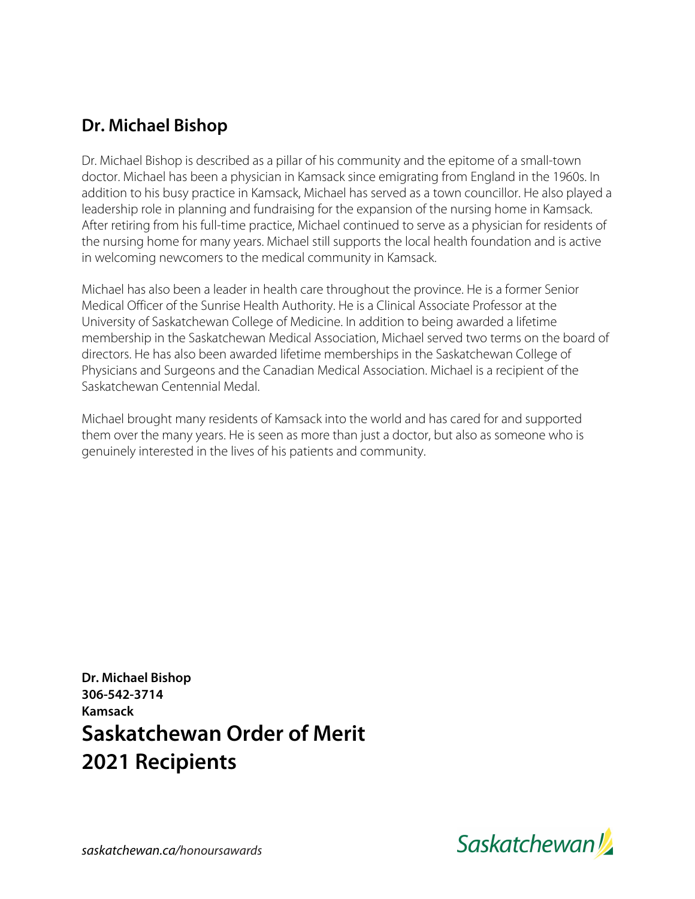## Dr. Michael Bishop

Dr. Michael Bishop is described as a pillar of his community and the epitome of a small-town doctor. Michael has been a physician in Kamsack since emigrating from England in the 1960s. In addition to his busy practice in Kamsack, Michael has served as a town councillor. He also played a leadership role in planning and fundraising for the expansion of the nursing home in Kamsack. After retiring from his full-time practice, Michael continued to serve as a physician for residents of the nursing home for many years. Michael still supports the local health foundation and is active in welcoming newcomers to the medical community in Kamsack.

Michael has also been a leader in health care throughout the province. He is a former Senior Medical Officer of the Sunrise Health Authority. He is a Clinical Associate Professor at the University of Saskatchewan College of Medicine. In addition to being awarded a lifetime membership in the Saskatchewan Medical Association, Michael served two terms on the board of directors. He has also been awarded lifetime memberships in the Saskatchewan College of Physicians and Surgeons and the Canadian Medical Association. Michael is a recipient of the Saskatchewan Centennial Medal.

Michael brought many residents of Kamsack into the world and has cared for and supported them over the many years. He is seen as more than just a doctor, but also as someone who is genuinely interested in the lives of his patients and community.

**Dr. Michael Bishop**
**306-542-3714**
**Kamsack**

## Saskatchewan Order of Merit 2021 Recipients

*saskatchewan.ca/honoursawards*

Saskatchewan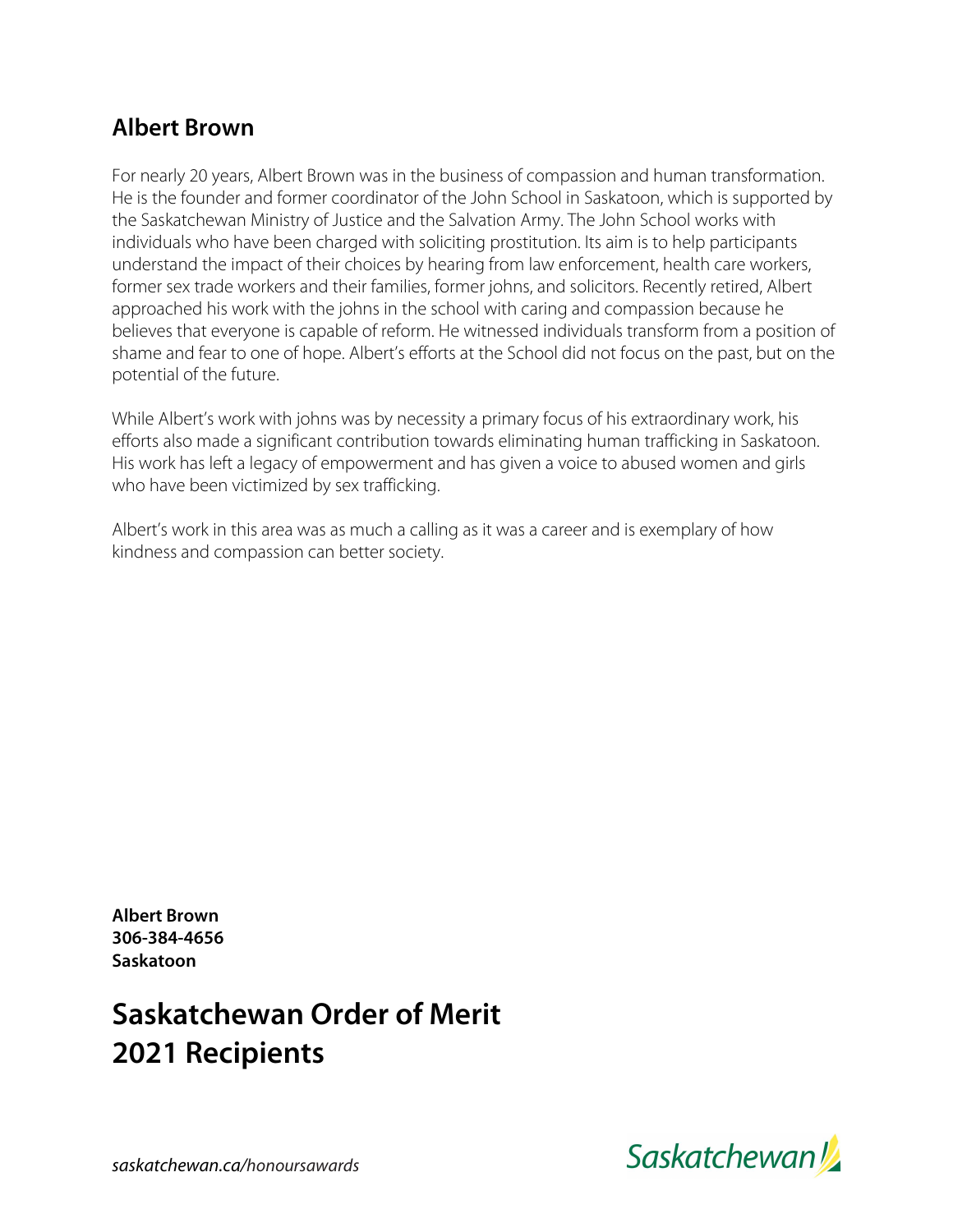## Albert Brown

For nearly 20 years, Albert Brown was in the business of compassion and human transformation. He is the founder and former coordinator of the John School in Saskatoon, which is supported by the Saskatchewan Ministry of Justice and the Salvation Army. The John School works with individuals who have been charged with soliciting prostitution. Its aim is to help participants understand the impact of their choices by hearing from law enforcement, health care workers, former sex trade workers and their families, former johns, and solicitors. Recently retired, Albert approached his work with the johns in the school with caring and compassion because he believes that everyone is capable of reform. He witnessed individuals transform from a position of shame and fear to one of hope. Albert's efforts at the School did not focus on the past, but on the potential of the future.

While Albert's work with johns was by necessity a primary focus of his extraordinary work, his efforts also made a significant contribution towards eliminating human trafficking in Saskatoon. His work has left a legacy of empowerment and has given a voice to abused women and girls who have been victimized by sex trafficking.

Albert's work in this area was as much a calling as it was a career and is exemplary of how kindness and compassion can better society.

**Albert Brown**
**306-384-4656**
**Saskatoon**

## Saskatchewan Order of Merit 2021 Recipients

*saskatchewan.ca/honoursawards*

Saskatchewan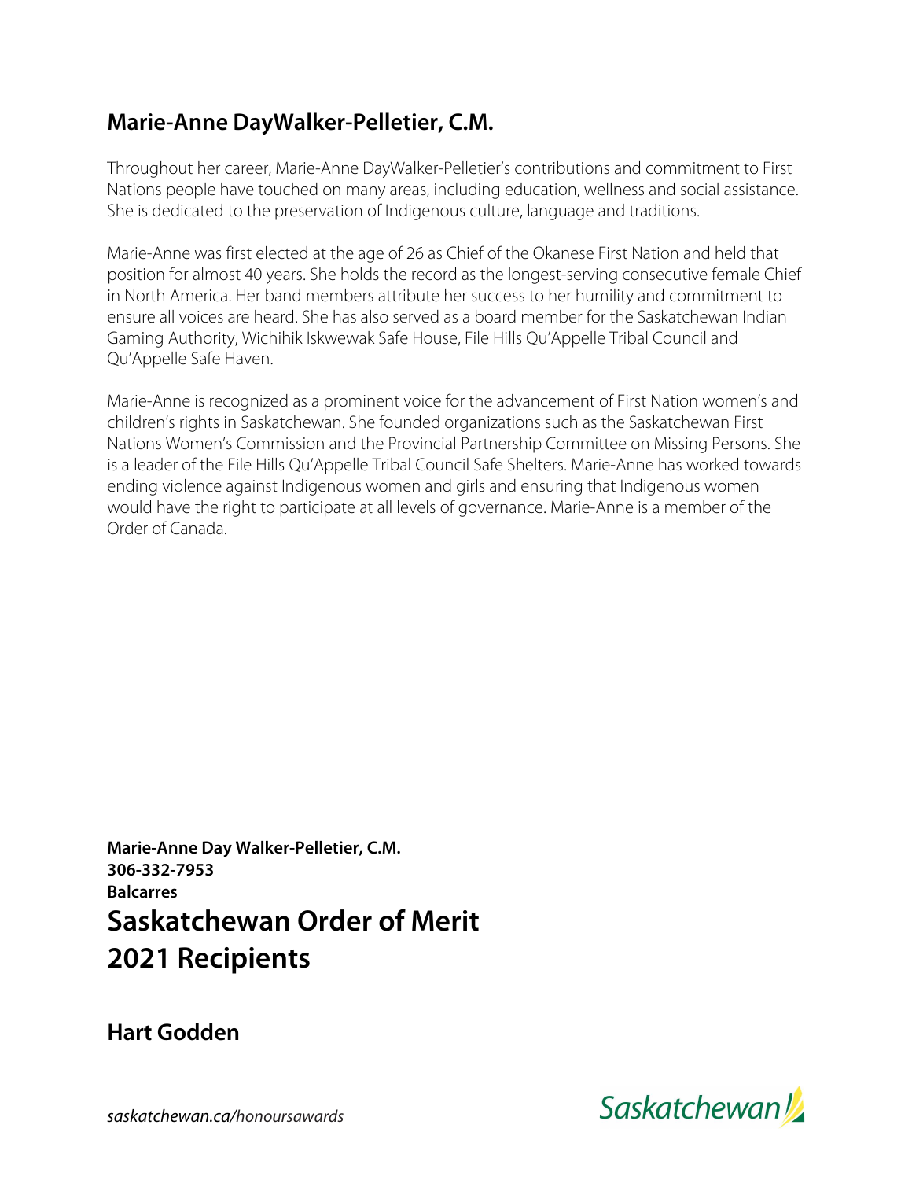## Marie-Anne DayWalker-Pelletier, C.M.

Throughout her career, Marie-Anne DayWalker-Pelletier's contributions and commitment to First Nations people have touched on many areas, including education, wellness and social assistance. She is dedicated to the preservation of Indigenous culture, language and traditions.

Marie-Anne was first elected at the age of 26 as Chief of the Okanese First Nation and held that position for almost 40 years. She holds the record as the longest-serving consecutive female Chief in North America. Her band members attribute her success to her humility and commitment to ensure all voices are heard. She has also served as a board member for the Saskatchewan Indian Gaming Authority, Wichihik Iskwewak Safe House, File Hills Qu'Appelle Tribal Council and Qu'Appelle Safe Haven.

Marie-Anne is recognized as a prominent voice for the advancement of First Nation women's and children's rights in Saskatchewan. She founded organizations such as the Saskatchewan First Nations Women's Commission and the Provincial Partnership Committee on Missing Persons. She is a leader of the File Hills Qu'Appelle Tribal Council Safe Shelters. Marie-Anne has worked towards ending violence against Indigenous women and girls and ensuring that Indigenous women would have the right to participate at all levels of governance. Marie-Anne is a member of the Order of Canada.

**Marie-Anne Day Walker-Pelletier, C.M.**
**306-332-7953**
**Balcarres**

# Saskatchewan Order of Merit 2021 Recipients

## Hart Godden

*saskatchewan.ca/honoursawards*

Saskatchewan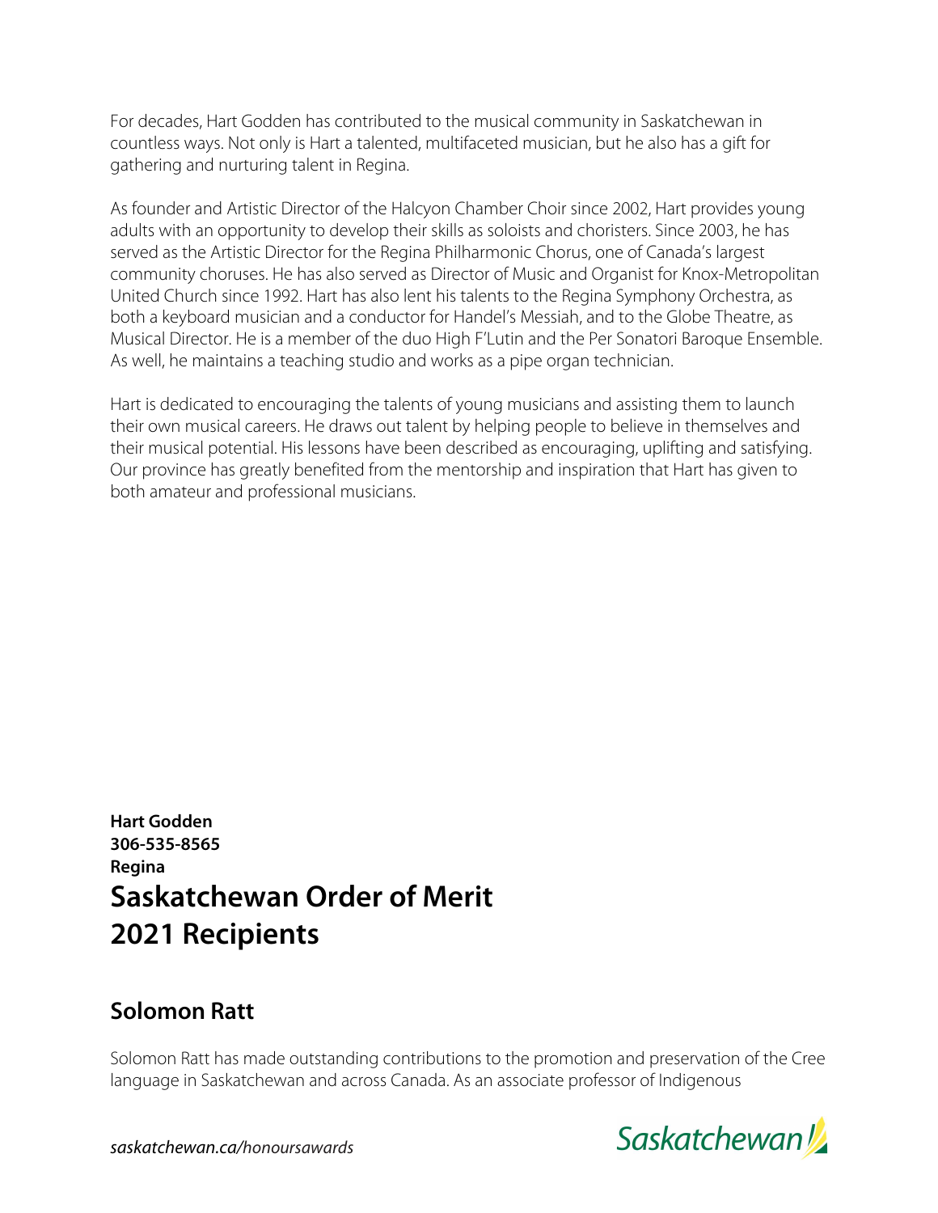For decades, Hart Godden has contributed to the musical community in Saskatchewan in countless ways. Not only is Hart a talented, multifaceted musician, but he also has a gift for gathering and nurturing talent in Regina.

As founder and Artistic Director of the Halcyon Chamber Choir since 2002, Hart provides young adults with an opportunity to develop their skills as soloists and choristers. Since 2003, he has served as the Artistic Director for the Regina Philharmonic Chorus, one of Canada's largest community choruses. He has also served as Director of Music and Organist for Knox-Metropolitan United Church since 1992. Hart has also lent his talents to the Regina Symphony Orchestra, as both a keyboard musician and a conductor for Handel's Messiah, and to the Globe Theatre, as Musical Director. He is a member of the duo High F'Lutin and the Per Sonatori Baroque Ensemble. As well, he maintains a teaching studio and works as a pipe organ technician.

Hart is dedicated to encouraging the talents of young musicians and assisting them to launch their own musical careers. He draws out talent by helping people to believe in themselves and their musical potential. His lessons have been described as encouraging, uplifting and satisfying. Our province has greatly benefited from the mentorship and inspiration that Hart has given to both amateur and professional musicians.

**Hart Godden**
**306-535-8565**
**Regina**

# Saskatchewan Order of Merit 2021 Recipients

## Solomon Ratt

Solomon Ratt has made outstanding contributions to the promotion and preservation of the Cree language in Saskatchewan and across Canada. As an associate professor of Indigenous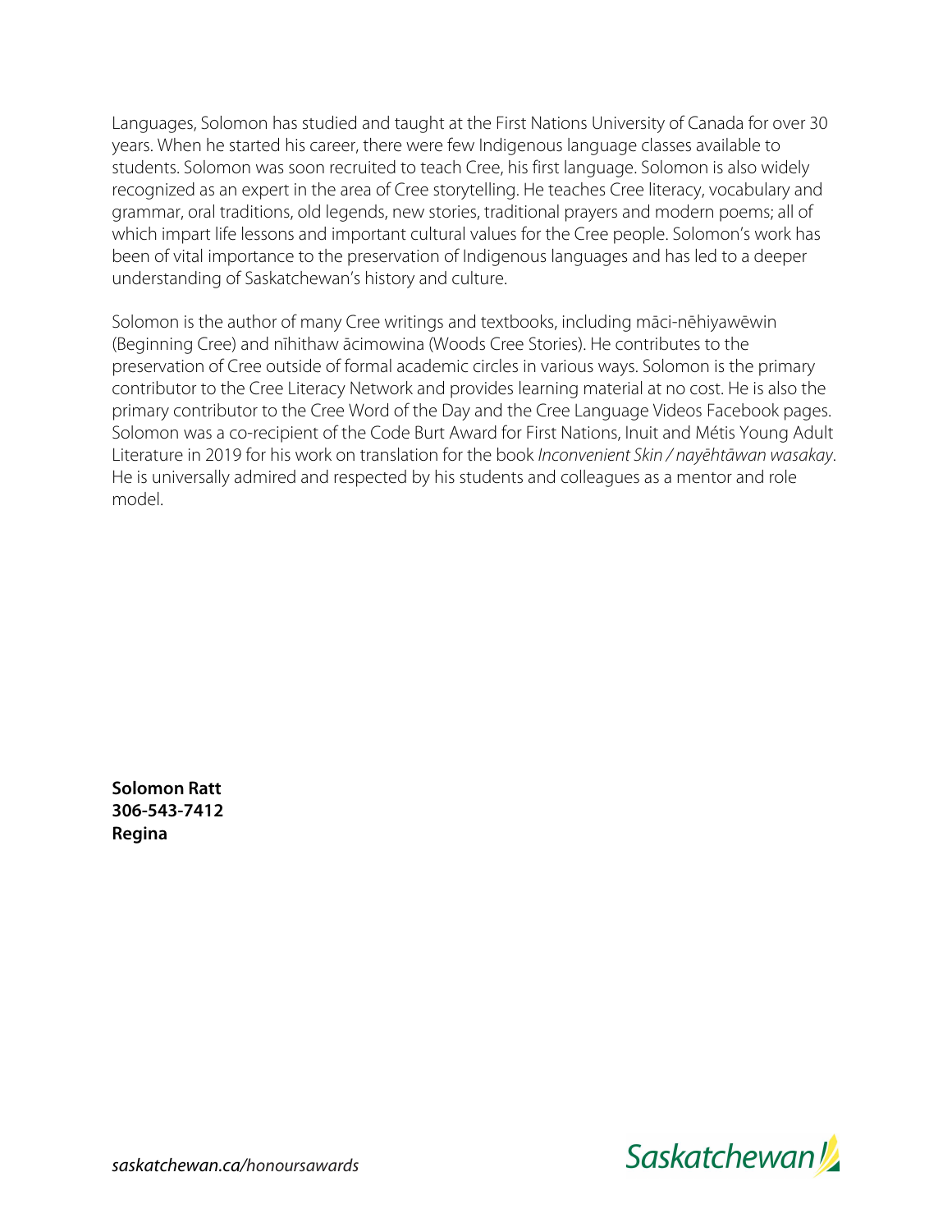Languages, Solomon has studied and taught at the First Nations University of Canada for over 30 years. When he started his career, there were few Indigenous language classes available to students. Solomon was soon recruited to teach Cree, his first language. Solomon is also widely recognized as an expert in the area of Cree storytelling. He teaches Cree literacy, vocabulary and grammar, oral traditions, old legends, new stories, traditional prayers and modern poems; all of which impart life lessons and important cultural values for the Cree people. Solomon's work has been of vital importance to the preservation of Indigenous languages and has led to a deeper understanding of Saskatchewan's history and culture.

Solomon is the author of many Cree writings and textbooks, including māci-nēhiyawēwin (Beginning Cree) and nīhithaw ācimowina (Woods Cree Stories). He contributes to the preservation of Cree outside of formal academic circles in various ways. Solomon is the primary contributor to the Cree Literacy Network and provides learning material at no cost. He is also the primary contributor to the Cree Word of the Day and the Cree Language Videos Facebook pages. Solomon was a co-recipient of the Code Burt Award for First Nations, Inuit and Métis Young Adult Literature in 2019 for his work on translation for the book *Inconvenient Skin / nayēhtāwan wasakay*. He is universally admired and respected by his students and colleagues as a mentor and role model.

**Solomon Ratt**
**306-543-7412**
**Regina**